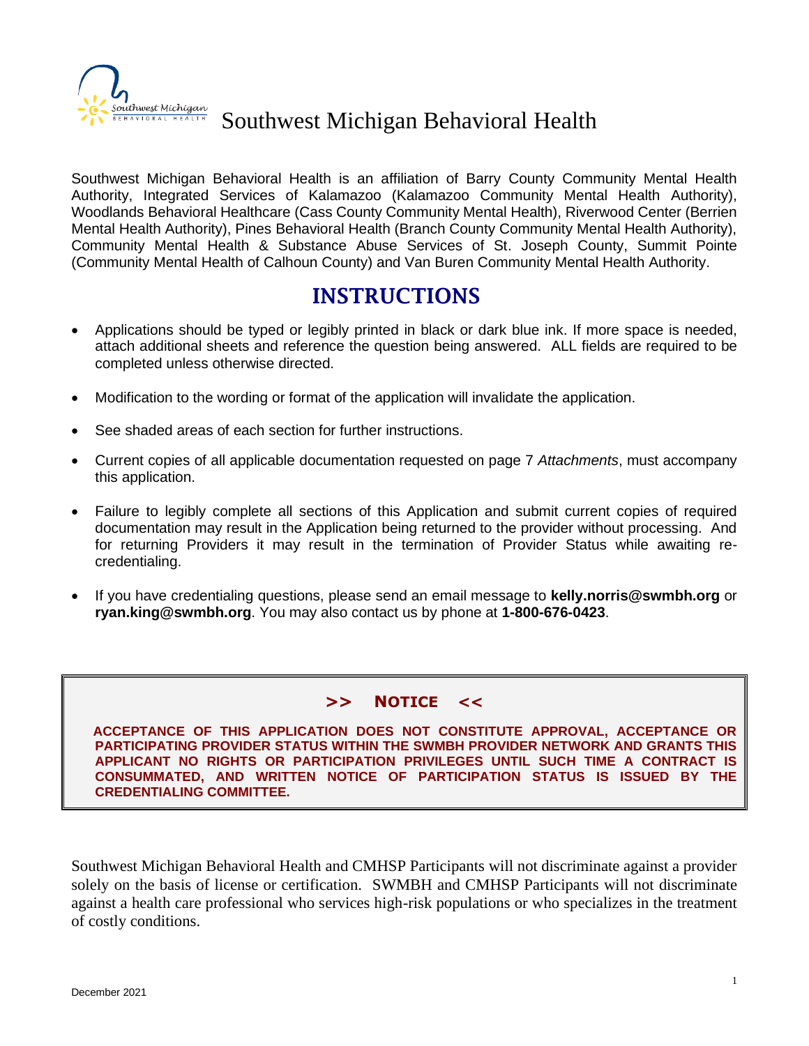# Southwest Michigan Behavioral Health

Southwest Michigan Behavioral Health is an affiliation of Barry County Community Mental Health Authority, Integrated Services of Kalamazoo (Kalamazoo Community Mental Health Authority), Woodlands Behavioral Healthcare (Cass County Community Mental Health), Riverwood Center (Berrien Mental Health Authority), Pines Behavioral Health (Branch County Community Mental Health Authority), Community Mental Health & Substance Abuse Services of St. Joseph County, Summit Pointe (Community Mental Health of Calhoun County) and Van Buren Community Mental Health Authority.

## INSTRUCTIONS

- Applications should be typed or legibly printed in black or dark blue ink. If more space is needed, attach additional sheets and reference the question being answered. ALL fields are required to be completed unless otherwise directed.
- Modification to the wording or format of the application will invalidate the application.
- See shaded areas of each section for further instructions.
- Current copies of all applicable documentation requested on page 7 *Attachments*, must accompany this application.
- Failure to legibly complete all sections of this Application and submit current copies of required documentation may result in the Application being returned to the provider without processing. And for returning Providers it may result in the termination of Provider Status while awaiting re-credentialing.
- If you have credentialing questions, please send an email message to **kelly.norris@swmbh.org** or **ryan.king@swmbh.org**. You may also contact us by phone at **1-800-676-0423**.

**>> NOTICE <<**

**ACCEPTANCE OF THIS APPLICATION DOES NOT CONSTITUTE APPROVAL, ACCEPTANCE OR PARTICIPATING PROVIDER STATUS WITHIN THE SWMBH PROVIDER NETWORK AND GRANTS THIS APPLICANT NO RIGHTS OR PARTICIPATION PRIVILEGES UNTIL SUCH TIME A CONTRACT IS CONSUMMATED, AND WRITTEN NOTICE OF PARTICIPATION STATUS IS ISSUED BY THE CREDENTIALING COMMITTEE.**

Southwest Michigan Behavioral Health and CMHSP Participants will not discriminate against a provider solely on the basis of license or certification. SWMBH and CMHSP Participants will not discriminate against a health care professional who services high-risk populations or who specializes in the treatment of costly conditions.

December 2021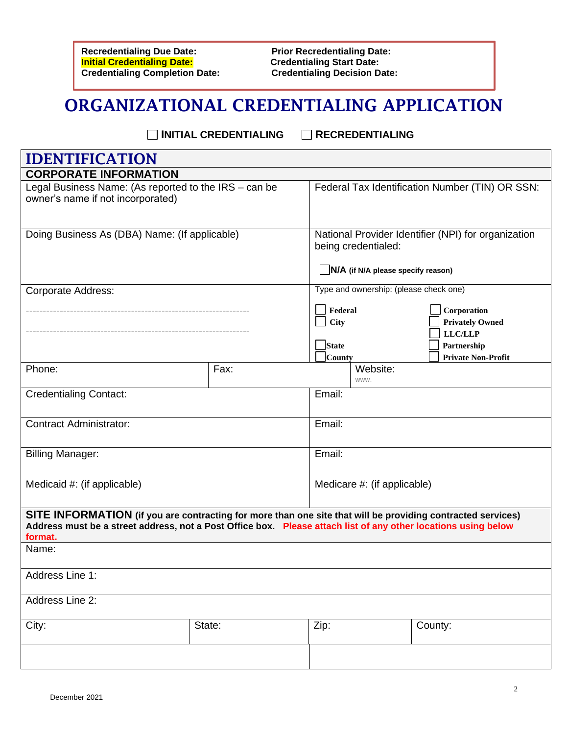| **Recredentialing Due Date:** | **Prior Recredentialing Date:** |
|---|---|
| **Initial Credentialing Date:** | **Credentialing Start Date:** |
| **Credentialing Completion Date:** | **Credentialing Decision Date:** |

# ORGANIZATIONAL CREDENTIALING APPLICATION

☐ **INITIAL CREDENTIALING** ☐ **RECREDENTIALING**

## IDENTIFICATION

### CORPORATE INFORMATION

| | |
|---|---|
| Legal Business Name: (As reported to the IRS – can be owner's name if not incorporated) | Federal Tax Identification Number (TIN) OR SSN: |
| Doing Business As (DBA) Name: (If applicable) | National Provider Identifier (NPI) for organization being credentialed: ☐ **N/A** **(if N/A please specify reason)** |
| Corporate Address: | Type and ownership: (please check one) ☐ **Federal** ☐ **City** ☐ **State** ☐ **County** ☐ **Corporation** ☐ **Privately Owned** ☐ **LLC/LLP** ☐ **Partnership** ☐ **Private Non-Profit** |

| Phone: | Fax: | Website: www. |
|---|---|---|

| | |
|---|---|
| Credentialing Contact: | Email: |
| Contract Administrator: | Email: |
| Billing Manager: | Email: |
| Medicaid #: (if applicable) | Medicare #: (if applicable) |

**SITE INFORMATION (if you are contracting for more than one site that will be providing contracted services) Address must be a street address, not a Post Office box.** **Please attach list of any other locations using below format.**

| | | | |
|---|---|---|---|
| Name: | | | |
| Address Line 1: | | | |
| Address Line 2: | | | |
| City: | State: | Zip: | County: |
| | | | |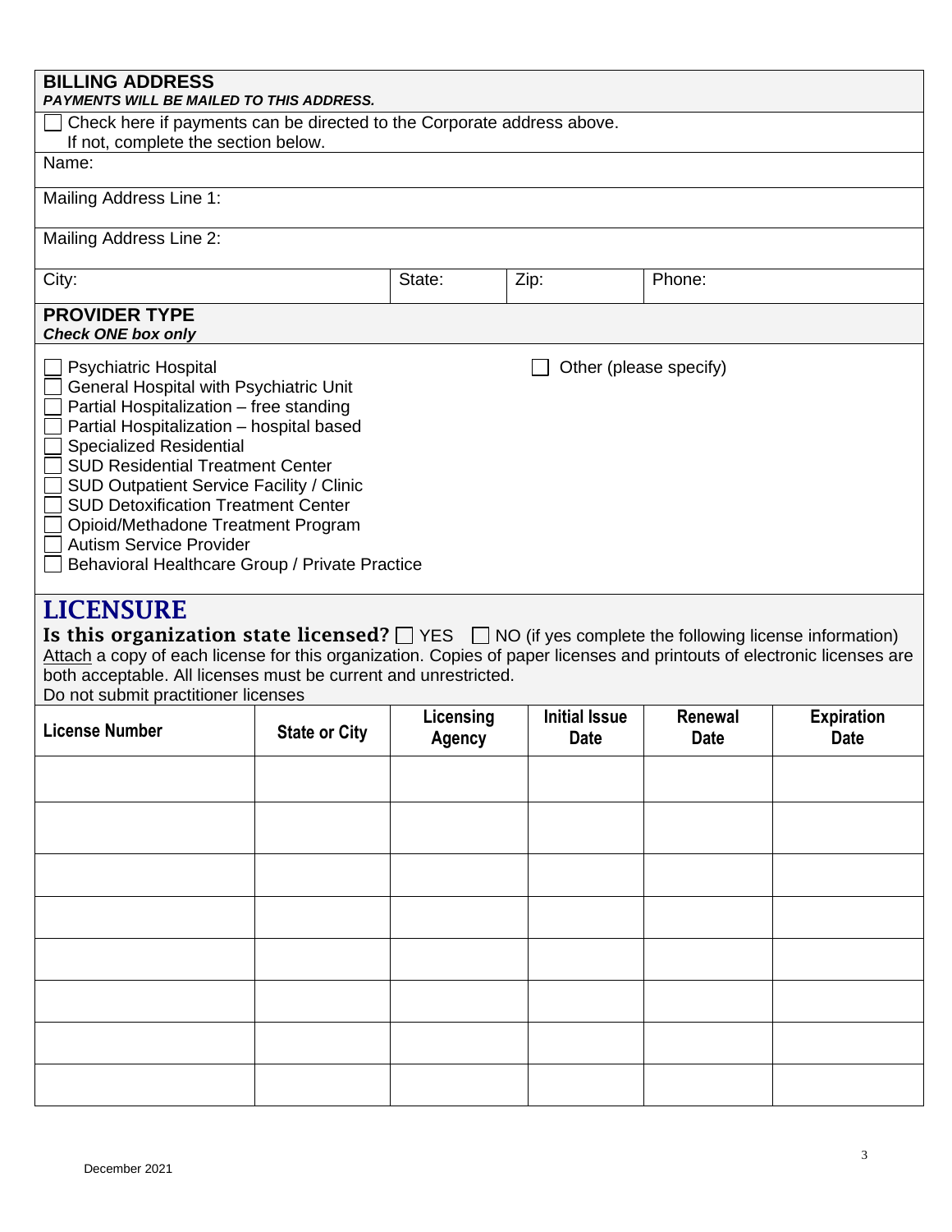## BILLING ADDRESS

***PAYMENTS WILL BE MAILED TO THIS ADDRESS.***

☐ Check here if payments can be directed to the Corporate address above.
If not, complete the section below.

Name:

Mailing Address Line 1:

Mailing Address Line 2:

| City: | State: | Zip: | Phone: |
|---|---|---|---|

## PROVIDER TYPE

***Check ONE box only***

☐ Psychiatric Hospital
☐ General Hospital with Psychiatric Unit
☐ Partial Hospitalization – free standing
☐ Partial Hospitalization – hospital based
☐ Specialized Residential
☐ SUD Residential Treatment Center
☐ SUD Outpatient Service Facility / Clinic
☐ SUD Detoxification Treatment Center
☐ Opioid/Methadone Treatment Program
☐ Autism Service Provider
☐ Behavioral Healthcare Group / Private Practice
☐ Other (please specify)

## LICENSURE

**Is this organization state licensed?** ☐ YES ☐ NO (if yes complete the following license information)

Attach a copy of each license for this organization. Copies of paper licenses and printouts of electronic licenses are both acceptable. All licenses must be current and unrestricted.

Do not submit practitioner licenses

| License Number | State or City | Licensing Agency | Initial Issue Date | Renewal Date | Expiration Date |
|---|---|---|---|---|---|
| | | | | | |
| | | | | | |
| | | | | | |
| | | | | | |
| | | | | | |
| | | | | | |
| | | | | | |
| | | | | | |

December 2021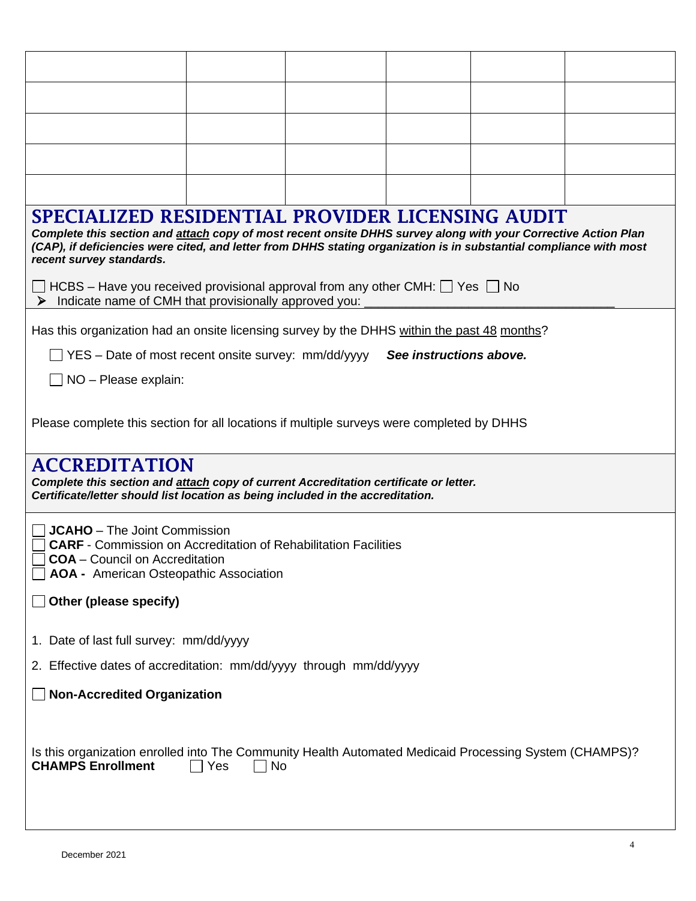| | | | | | |
|---|---|---|---|---|---|
| | | | | | |
| | | | | | |
| | | | | | |
| | | | | | |
| | | | | | |

## SPECIALIZED RESIDENTIAL PROVIDER LICENSING AUDIT

***Complete this section and attach copy of most recent onsite DHHS survey along with your Corrective Action Plan (CAP), if deficiencies were cited, and letter from DHHS stating organization is in substantial compliance with most recent survey standards.***

☐ HCBS – Have you received provisional approval from any other CMH: ☐ Yes ☐ No

- Indicate name of CMH that provisionally approved you: ____________________________________

Has this organization had an onsite licensing survey by the DHHS within the past 48 months?

☐ YES – Date of most recent onsite survey: mm/dd/yyyy ***See instructions above.***

☐ NO – Please explain:

Please complete this section for all locations if multiple surveys were completed by DHHS

## ACCREDITATION

***Complete this section and attach copy of current Accreditation certificate or letter. Certificate/letter should list location as being included in the accreditation.***

☐ **JCAHO** – The Joint Commission
☐ **CARF** - Commission on Accreditation of Rehabilitation Facilities
☐ **COA** – Council on Accreditation
☐ **AOA -** American Osteopathic Association

☐ **Other (please specify)**

1. Date of last full survey: mm/dd/yyyy
2. Effective dates of accreditation: mm/dd/yyyy through mm/dd/yyyy

☐ **Non-Accredited Organization**

Is this organization enrolled into The Community Health Automated Medicaid Processing System (CHAMPS)?
**CHAMPS Enrollment** ☐ Yes ☐ No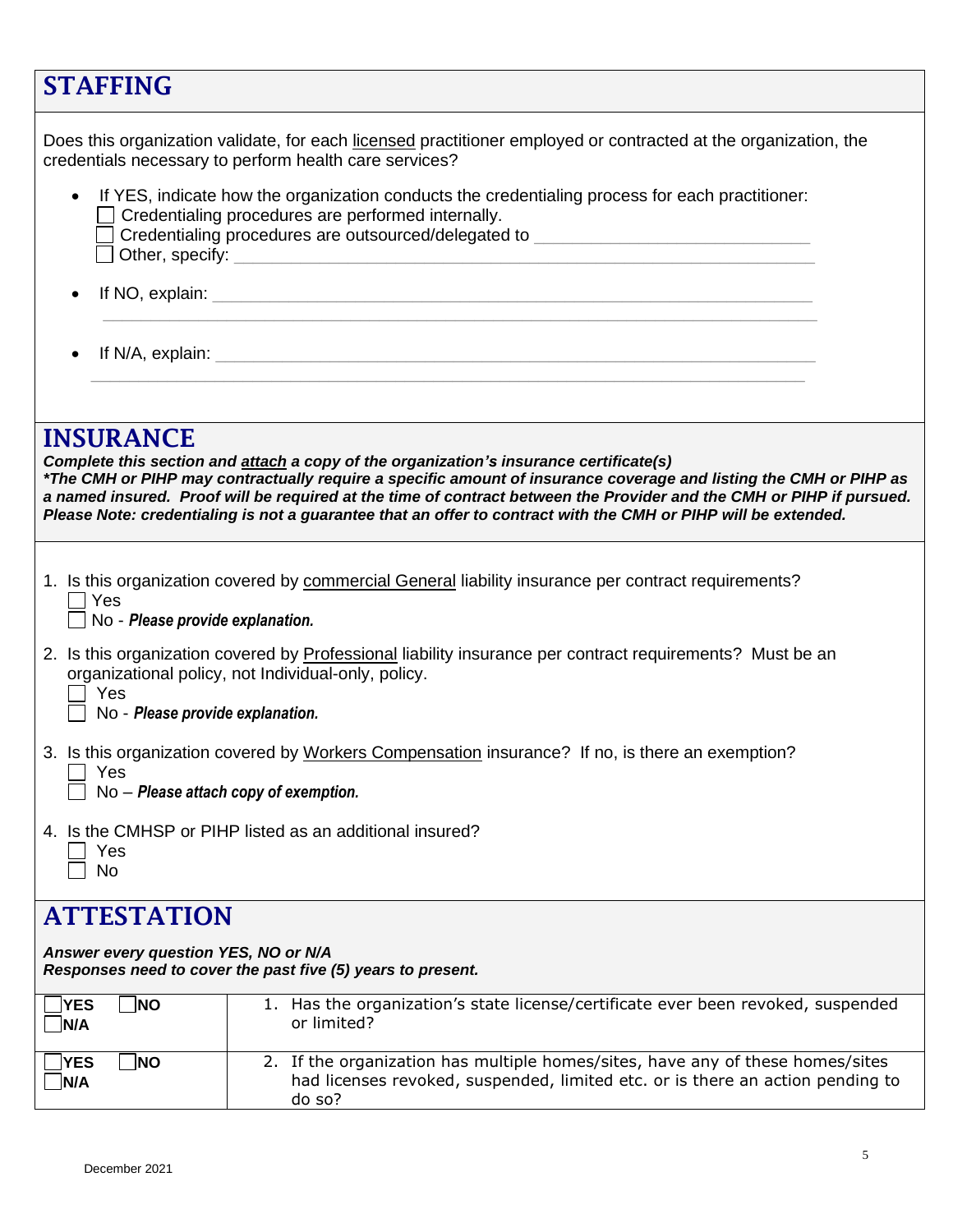## STAFFING

Does this organization validate, for each licensed practitioner employed or contracted at the organization, the credentials necessary to perform health care services?

- If YES, indicate how the organization conducts the credentialing process for each practitioner:
  - ☐ Credentialing procedures are performed internally.
  - ☐ Credentialing procedures are outsourced/delegated to \_\_\_\_\_\_\_\_\_\_\_\_\_\_\_\_\_\_\_\_\_\_\_\_\_\_\_\_
  - ☐ Other, specify: \_\_\_\_\_\_\_\_\_\_\_\_\_\_\_\_\_\_\_\_\_\_\_\_\_\_\_\_\_\_\_\_\_\_\_\_\_\_\_\_\_\_\_\_\_\_\_\_\_\_\_\_\_\_\_\_
- If NO, explain: \_\_\_\_\_\_\_\_\_\_\_\_\_\_\_\_\_\_\_\_\_\_\_\_\_\_\_\_\_\_\_\_\_\_\_\_\_\_\_\_\_\_\_\_\_\_\_\_\_\_\_\_\_\_\_\_\_\_\_\_\_
- If N/A, explain: \_\_\_\_\_\_\_\_\_\_\_\_\_\_\_\_\_\_\_\_\_\_\_\_\_\_\_\_\_\_\_\_\_\_\_\_\_\_\_\_\_\_\_\_\_\_\_\_\_\_\_\_\_\_\_\_\_\_\_\_\_

## INSURANCE

***Complete this section and attach a copy of the organization's insurance certificate(s)***
***\*The CMH or PIHP may contractually require a specific amount of insurance coverage and listing the CMH or PIHP as a named insured. Proof will be required at the time of contract between the Provider and the CMH or PIHP if pursued. Please Note: credentialing is not a guarantee that an offer to contract with the CMH or PIHP will be extended.***

1. Is this organization covered by commercial General liability insurance per contract requirements?
   - ☐ Yes
   - ☐ No - ***Please provide explanation.***
2. Is this organization covered by Professional liability insurance per contract requirements? Must be an organizational policy, not Individual-only, policy.
   - ☐ Yes
   - ☐ No - ***Please provide explanation.***
3. Is this organization covered by Workers Compensation insurance? If no, is there an exemption?
   - ☐ Yes
   - ☐ No – ***Please attach copy of exemption.***
4. Is the CMHSP or PIHP listed as an additional insured?
   - ☐ Yes
   - ☐ No

## ATTESTATION

***Answer every question YES, NO or N/A***
***Responses need to cover the past five (5) years to present.***

| | |
|---|---|
| ☐**YES** ☐**NO** ☐**N/A** | 1. Has the organization's state license/certificate ever been revoked, suspended or limited? |
| ☐**YES** ☐**NO** ☐**N/A** | 2. If the organization has multiple homes/sites, have any of these homes/sites had licenses revoked, suspended, limited etc. or is there an action pending to do so? |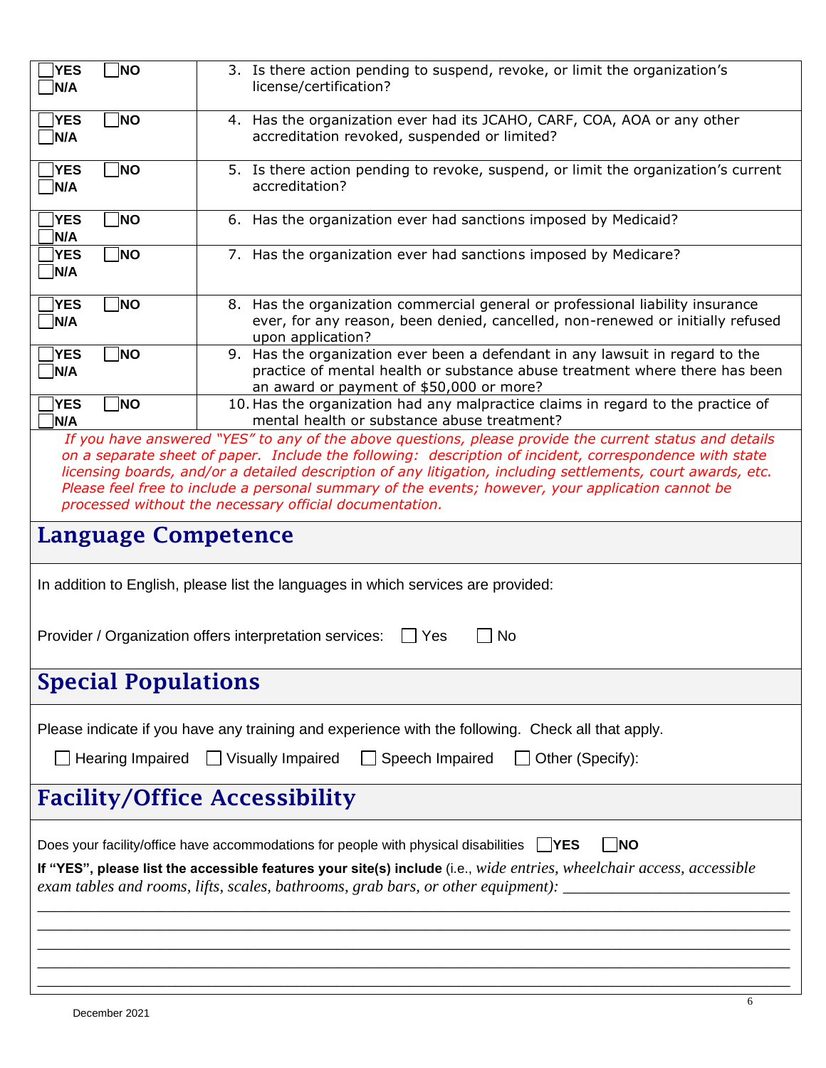| | |
|---|---|
| ☐ YES ☐ NO ☐ N/A | 3. Is there action pending to suspend, revoke, or limit the organization's license/certification? |
| ☐ YES ☐ NO ☐ N/A | 4. Has the organization ever had its JCAHO, CARF, COA, AOA or any other accreditation revoked, suspended or limited? |
| ☐ YES ☐ NO ☐ N/A | 5. Is there action pending to revoke, suspend, or limit the organization's current accreditation? |
| ☐ YES ☐ NO ☐ N/A | 6. Has the organization ever had sanctions imposed by Medicaid? |
| ☐ YES ☐ NO ☐ N/A | 7. Has the organization ever had sanctions imposed by Medicare? |
| ☐ YES ☐ NO ☐ N/A | 8. Has the organization commercial general or professional liability insurance ever, for any reason, been denied, cancelled, non-renewed or initially refused upon application? |
| ☐ YES ☐ NO ☐ N/A | 9. Has the organization ever been a defendant in any lawsuit in regard to the practice of mental health or substance abuse treatment where there has been an award or payment of $50,000 or more? |
| ☐ YES ☐ NO ☐ N/A | 10. Has the organization had any malpractice claims in regard to the practice of mental health or substance abuse treatment? |

*If you have answered "YES" to any of the above questions, please provide the current status and details on a separate sheet of paper. Include the following: description of incident, correspondence with state licensing boards, and/or a detailed description of any litigation, including settlements, court awards, etc. Please feel free to include a personal summary of the events; however, your application cannot be processed without the necessary official documentation.*

## Language Competence

In addition to English, please list the languages in which services are provided:

Provider / Organization offers interpretation services: ☐ Yes ☐ No

## Special Populations

Please indicate if you have any training and experience with the following. Check all that apply.

☐ Hearing Impaired ☐ Visually Impaired ☐ Speech Impaired ☐ Other (Specify):

## Facility/Office Accessibility

Does your facility/office have accommodations for people with physical disabilities ☐ YES ☐ NO

**If "YES", please list the accessible features your site(s) include** (i.e., *wide entries, wheelchair access, accessible exam tables and rooms, lifts, scales, bathrooms, grab bars, or other equipment):* ____________________________

______________________________________________________________________________

______________________________________________________________________________

______________________________________________________________________________

______________________________________________________________________________

______________________________________________________________________________

December 2021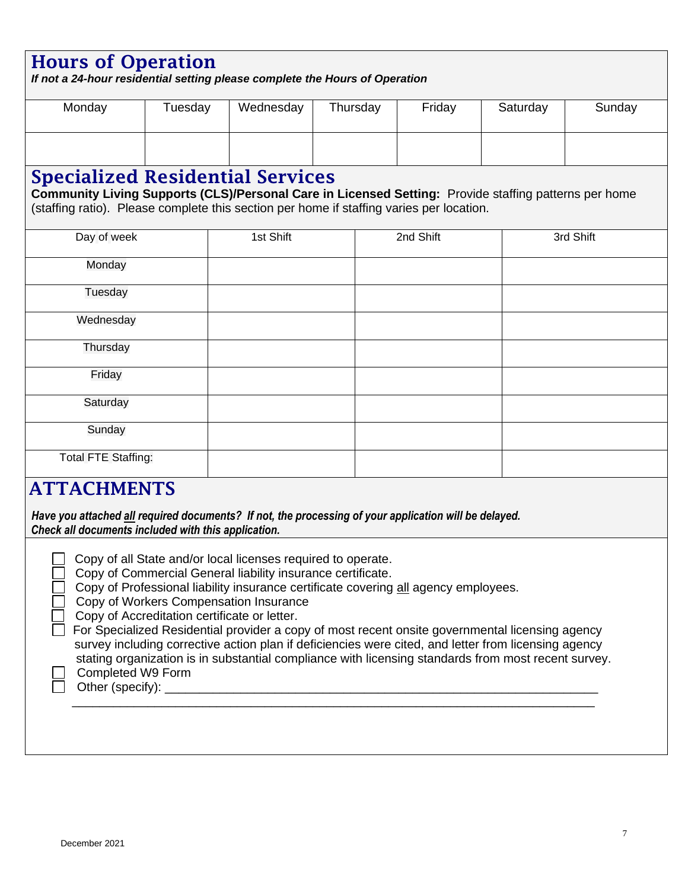## Hours of Operation

***If not a 24-hour residential setting please complete the Hours of Operation***

| Monday | Tuesday | Wednesday | Thursday | Friday | Saturday | Sunday |
|---|---|---|---|---|---|---|
| | | | | | | |

## Specialized Residential Services

**Community Living Supports (CLS)/Personal Care in Licensed Setting:** Provide staffing patterns per home (staffing ratio). Please complete this section per home if staffing varies per location.

| Day of week | 1st Shift | 2nd Shift | 3rd Shift |
|---|---|---|---|
| Monday | | | |
| Tuesday | | | |
| Wednesday | | | |
| Thursday | | | |
| Friday | | | |
| Saturday | | | |
| Sunday | | | |
| Total FTE Staffing: | | | |

## ATTACHMENTS

***Have you attached all required documents? If not, the processing of your application will be delayed. Check all documents included with this application.***

- ☐ Copy of all State and/or local licenses required to operate.
- ☐ Copy of Commercial General liability insurance certificate.
- ☐ Copy of Professional liability insurance certificate covering all agency employees.
- ☐ Copy of Workers Compensation Insurance
- ☐ Copy of Accreditation certificate or letter.
- ☐ For Specialized Residential provider a copy of most recent onsite governmental licensing agency survey including corrective action plan if deficiencies were cited, and letter from licensing agency stating organization is in substantial compliance with licensing standards from most recent survey.
- ☐ Completed W9 Form
- ☐ Other (specify): ______________________________________________________________

  ______________________________________________________________________________

December 2021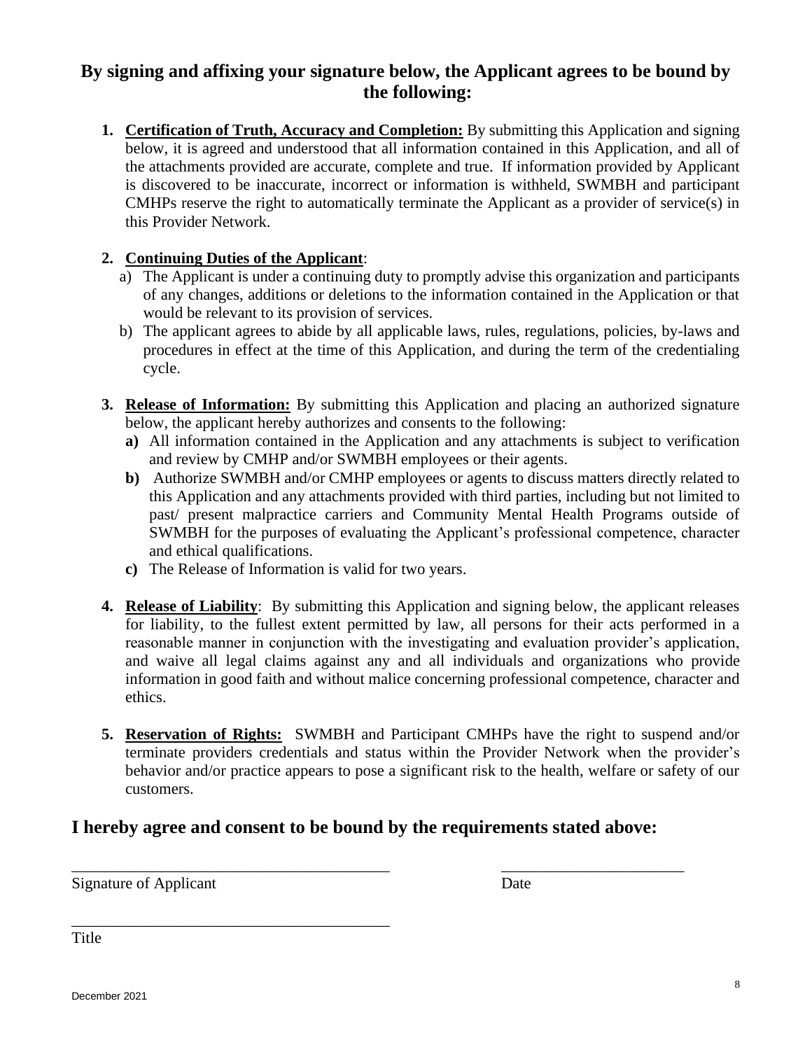## By signing and affixing your signature below, the Applicant agrees to be bound by the following:

1. **Certification of Truth, Accuracy and Completion:** By submitting this Application and signing below, it is agreed and understood that all information contained in this Application, and all of the attachments provided are accurate, complete and true. If information provided by Applicant is discovered to be inaccurate, incorrect or information is withheld, SWMBH and participant CMHPs reserve the right to automatically terminate the Applicant as a provider of service(s) in this Provider Network.

2. **Continuing Duties of the Applicant**:
   a) The Applicant is under a continuing duty to promptly advise this organization and participants of any changes, additions or deletions to the information contained in the Application or that would be relevant to its provision of services.
   b) The applicant agrees to abide by all applicable laws, rules, regulations, policies, by-laws and procedures in effect at the time of this Application, and during the term of the credentialing cycle.

3. **Release of Information:** By submitting this Application and placing an authorized signature below, the applicant hereby authorizes and consents to the following:
   **a)** All information contained in the Application and any attachments is subject to verification and review by CMHP and/or SWMBH employees or their agents.
   **b)** Authorize SWMBH and/or CMHP employees or agents to discuss matters directly related to this Application and any attachments provided with third parties, including but not limited to past/ present malpractice carriers and Community Mental Health Programs outside of SWMBH for the purposes of evaluating the Applicant's professional competence, character and ethical qualifications.
   **c)** The Release of Information is valid for two years.

4. **Release of Liability**: By submitting this Application and signing below, the applicant releases for liability, to the fullest extent permitted by law, all persons for their acts performed in a reasonable manner in conjunction with the investigating and evaluation provider's application, and waive all legal claims against any and all individuals and organizations who provide information in good faith and without malice concerning professional competence, character and ethics.

5. **Reservation of Rights:** SWMBH and Participant CMHPs have the right to suspend and/or terminate providers credentials and status within the Provider Network when the provider's behavior and/or practice appears to pose a significant risk to the health, welfare or safety of our customers.

## I hereby agree and consent to be bound by the requirements stated above:

_______________________________________ _______________________

Signature of Applicant Date

_______________________________________

Title

December 2021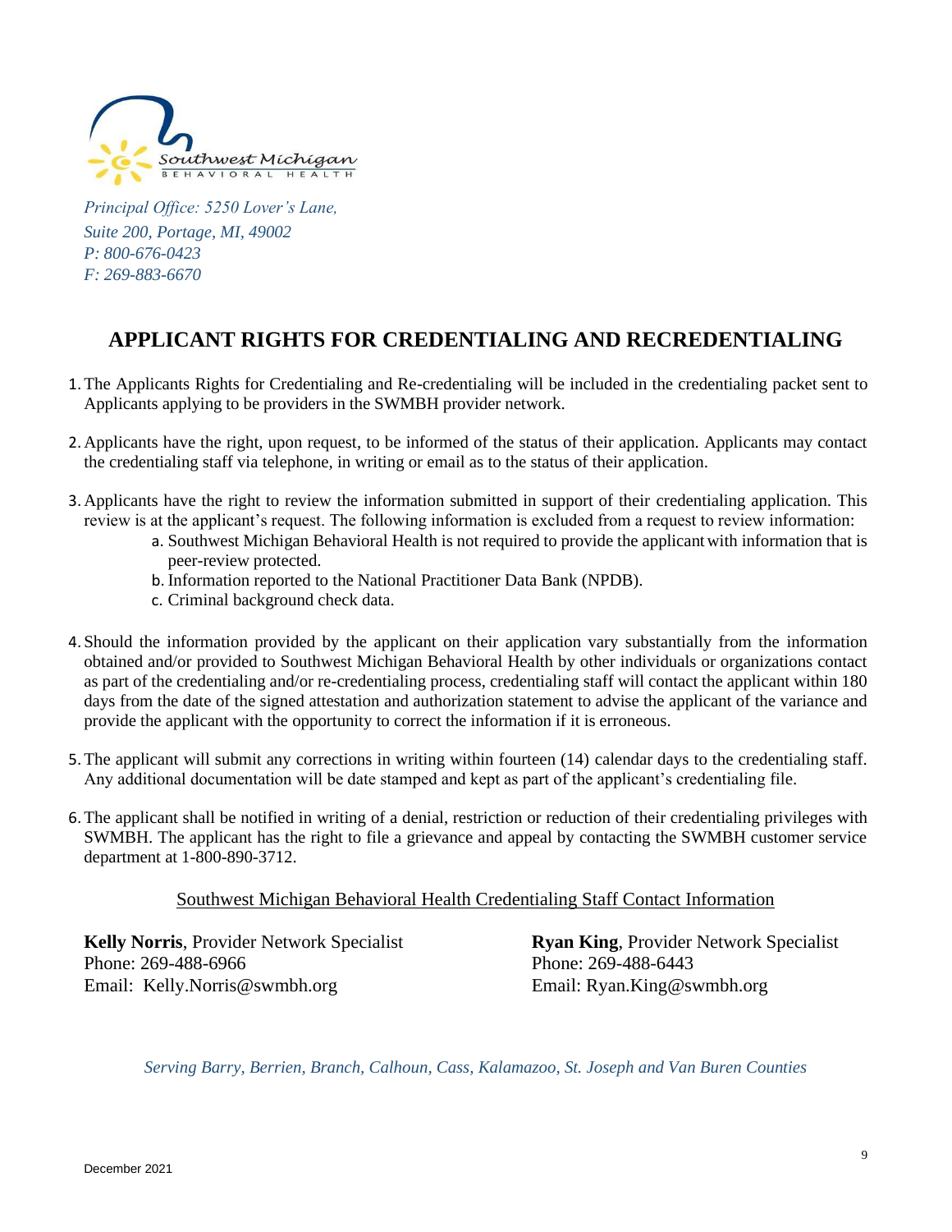Southwest Michigan
BEHAVIORAL HEALTH

*Principal Office: 5250 Lover's Lane,*
*Suite 200, Portage, MI, 49002*
*P: 800-676-0423*
*F: 269-883-6670*

## APPLICANT RIGHTS FOR CREDENTIALING AND RECREDENTIALING

1. The Applicants Rights for Credentialing and Re-credentialing will be included in the credentialing packet sent to Applicants applying to be providers in the SWMBH provider network.

2. Applicants have the right, upon request, to be informed of the status of their application. Applicants may contact the credentialing staff via telephone, in writing or email as to the status of their application.

3. Applicants have the right to review the information submitted in support of their credentialing application. This review is at the applicant's request. The following information is excluded from a request to review information:
   a. Southwest Michigan Behavioral Health is not required to provide the applicant with information that is peer-review protected.
   b. Information reported to the National Practitioner Data Bank (NPDB).
   c. Criminal background check data.

4. Should the information provided by the applicant on their application vary substantially from the information obtained and/or provided to Southwest Michigan Behavioral Health by other individuals or organizations contact as part of the credentialing and/or re-credentialing process, credentialing staff will contact the applicant within 180 days from the date of the signed attestation and authorization statement to advise the applicant of the variance and provide the applicant with the opportunity to correct the information if it is erroneous.

5. The applicant will submit any corrections in writing within fourteen (14) calendar days to the credentialing staff. Any additional documentation will be date stamped and kept as part of the applicant's credentialing file.

6. The applicant shall be notified in writing of a denial, restriction or reduction of their credentialing privileges with SWMBH. The applicant has the right to file a grievance and appeal by contacting the SWMBH customer service department at 1-800-890-3712.

<u>Southwest Michigan Behavioral Health Credentialing Staff Contact Information</u>

**Kelly Norris**, Provider Network Specialist
Phone: 269-488-6966
Email: Kelly.Norris@swmbh.org

**Ryan King**, Provider Network Specialist
Phone: 269-488-6443
Email: Ryan.King@swmbh.org

*Serving Barry, Berrien, Branch, Calhoun, Cass, Kalamazoo, St. Joseph and Van Buren Counties*

December 2021